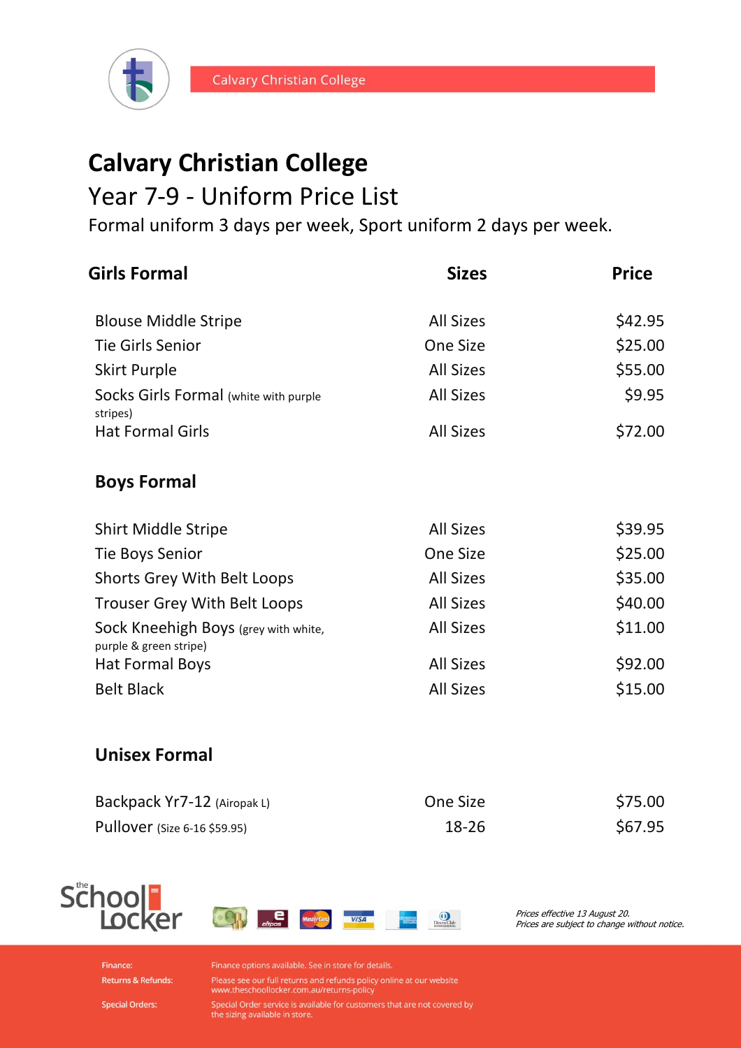# Calvary Christian College

## Year 7-9 - Uniform Price List

Formal uniform 3 days per week, Sport uniform 2 days per week.

| Girls Formal | Sizes | Price |
|---|---|---|
| Blouse Middle Stripe | All Sizes | $42.95 |
| Tie Girls Senior | One Size | $25.00 |
| Skirt Purple | All Sizes | $55.00 |
| Socks Girls Formal (white with purple stripes) | All Sizes | $9.95 |
| Hat Formal Girls | All Sizes | $72.00 |

### Boys Formal

| Item | Sizes | Price |
|---|---|---|
| Shirt Middle Stripe | All Sizes | $39.95 |
| Tie Boys Senior | One Size | $25.00 |
| Shorts Grey With Belt Loops | All Sizes | $35.00 |
| Trouser Grey With Belt Loops | All Sizes | $40.00 |
| Sock Kneehigh Boys (grey with white, purple & green stripe) | All Sizes | $11.00 |
| Hat Formal Boys | All Sizes | $92.00 |
| Belt Black | All Sizes | $15.00 |

### Unisex Formal

| Item | Sizes | Price |
|---|---|---|
| Backpack Yr7-12 (Airopak L) | One Size | $75.00 |
| Pullover (Size 6-16 $59.95) | 18-26 | $67.95 |

*Prices effective 13 August 20.*
*Prices are subject to change without notice.*

**Finance:** Finance options available. See in store for details.

**Returns & Refunds:** Please see our full returns and refunds policy online at our website www.theschoollocker.com.au/returns-policy

**Special Orders:** Special Order service is available for customers that are not covered by the sizing available in store.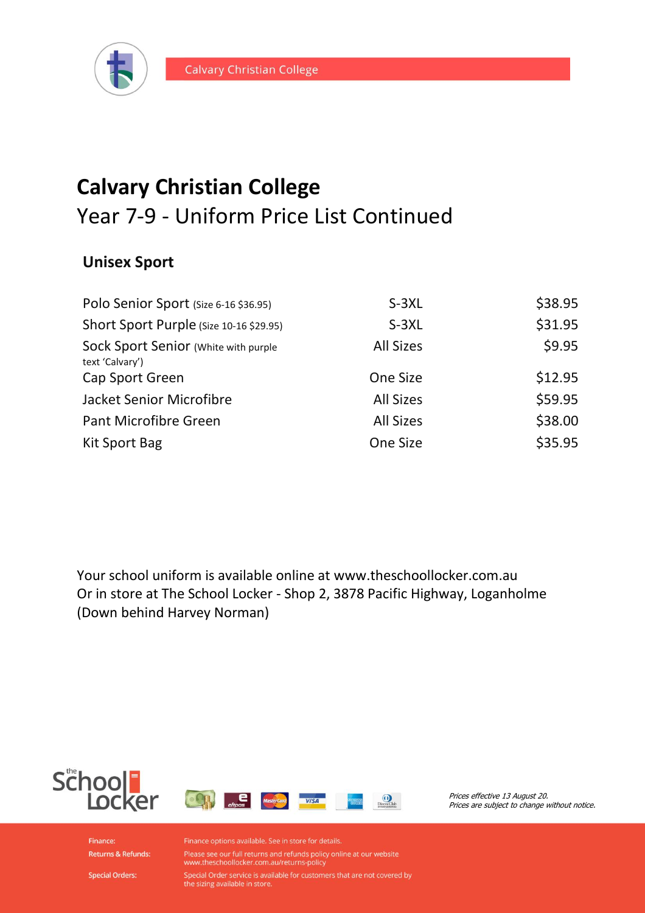# Calvary Christian College

## Year 7-9 - Uniform Price List Continued

### Unisex Sport

| | | |
|---|---|---|
| Polo Senior Sport (Size 6-16 $36.95) | S-3XL | $38.95 |
| Short Sport Purple (Size 10-16 $29.95) | S-3XL | $31.95 |
| Sock Sport Senior (White with purple text 'Calvary') | All Sizes | $9.95 |
| Cap Sport Green | One Size | $12.95 |
| Jacket Senior Microfibre | All Sizes | $59.95 |
| Pant Microfibre Green | All Sizes | $38.00 |
| Kit Sport Bag | One Size | $35.95 |

Your school uniform is available online at www.theschoollocker.com.au
Or in store at The School Locker - Shop 2, 3878 Pacific Highway, Loganholme
(Down behind Harvey Norman)

*Prices effective 13 August 20.*
*Prices are subject to change without notice.*

**Finance:** Finance options available. See in store for details.

**Returns & Refunds:** Please see our full returns and refunds policy online at our website www.theschoollocker.com.au/returns-policy

**Special Orders:** Special Order service is available for customers that are not covered by the sizing available in store.